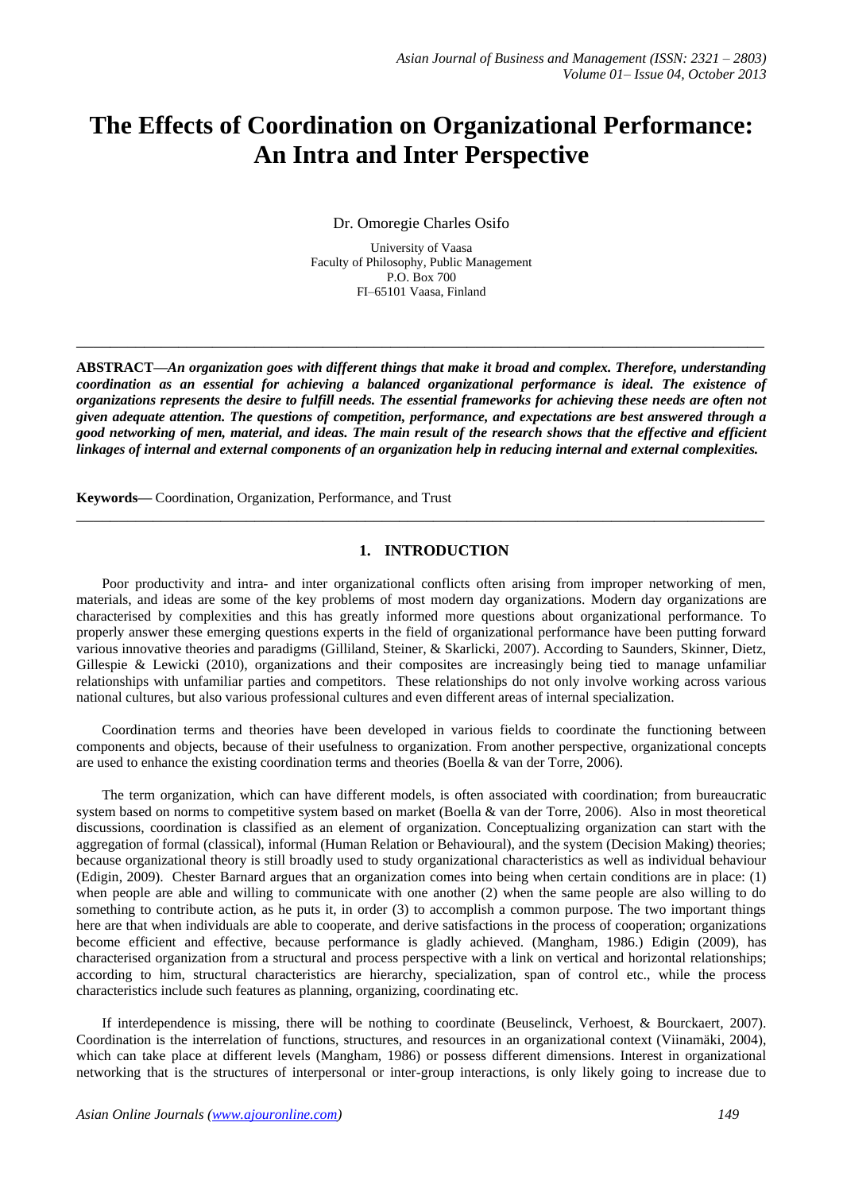# The Effects of Coordination on Organizational Performance: An Intra and Inter Perspective

Dr. Omoregie Charles Osifo

University of Vaasa
Faculty of Philosophy, Public Management
P.O. Box 700
FI–65101 Vaasa, Finland

---

**ABSTRACT—*An organization goes with different things that make it broad and complex. Therefore, understanding coordination as an essential for achieving a balanced organizational performance is ideal. The existence of organizations represents the desire to fulfill needs. The essential frameworks for achieving these needs are often not given adequate attention. The questions of competition, performance, and expectations are best answered through a good networking of men, material, and ideas. The main result of the research shows that the effective and efficient linkages of internal and external components of an organization help in reducing internal and external complexities.***

**Keywords—** Coordination, Organization, Performance, and Trust

---

## 1. INTRODUCTION

Poor productivity and intra- and inter organizational conflicts often arising from improper networking of men, materials, and ideas are some of the key problems of most modern day organizations. Modern day organizations are characterised by complexities and this has greatly informed more questions about organizational performance. To properly answer these emerging questions experts in the field of organizational performance have been putting forward various innovative theories and paradigms (Gilliland, Steiner, & Skarlicki, 2007). According to Saunders, Skinner, Dietz, Gillespie & Lewicki (2010), organizations and their composites are increasingly being tied to manage unfamiliar relationships with unfamiliar parties and competitors. These relationships do not only involve working across various national cultures, but also various professional cultures and even different areas of internal specialization.

Coordination terms and theories have been developed in various fields to coordinate the functioning between components and objects, because of their usefulness to organization. From another perspective, organizational concepts are used to enhance the existing coordination terms and theories (Boella & van der Torre, 2006).

The term organization, which can have different models, is often associated with coordination; from bureaucratic system based on norms to competitive system based on market (Boella & van der Torre, 2006). Also in most theoretical discussions, coordination is classified as an element of organization. Conceptualizing organization can start with the aggregation of formal (classical), informal (Human Relation or Behavioural), and the system (Decision Making) theories; because organizational theory is still broadly used to study organizational characteristics as well as individual behaviour (Edigin, 2009). Chester Barnard argues that an organization comes into being when certain conditions are in place: (1) when people are able and willing to communicate with one another (2) when the same people are also willing to do something to contribute action, as he puts it, in order (3) to accomplish a common purpose. The two important things here are that when individuals are able to cooperate, and derive satisfactions in the process of cooperation; organizations become efficient and effective, because performance is gladly achieved. (Mangham, 1986.) Edigin (2009), has characterised organization from a structural and process perspective with a link on vertical and horizontal relationships; according to him, structural characteristics are hierarchy, specialization, span of control etc., while the process characteristics include such features as planning, organizing, coordinating etc.

If interdependence is missing, there will be nothing to coordinate (Beuselinck, Verhoest, & Bourckaert, 2007). Coordination is the interrelation of functions, structures, and resources in an organizational context (Viinamäki, 2004), which can take place at different levels (Mangham, 1986) or possess different dimensions. Interest in organizational networking that is the structures of interpersonal or inter-group interactions, is only likely going to increase due to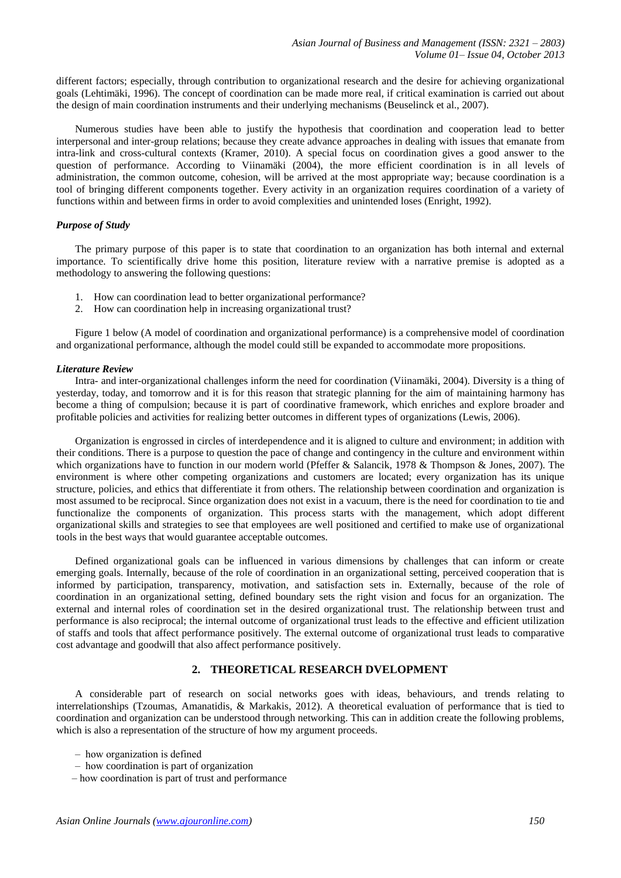different factors; especially, through contribution to organizational research and the desire for achieving organizational goals (Lehtimäki, 1996). The concept of coordination can be made more real, if critical examination is carried out about the design of main coordination instruments and their underlying mechanisms (Beuselinck et al., 2007).

Numerous studies have been able to justify the hypothesis that coordination and cooperation lead to better interpersonal and inter-group relations; because they create advance approaches in dealing with issues that emanate from intra-link and cross-cultural contexts (Kramer, 2010). A special focus on coordination gives a good answer to the question of performance. According to Viinamäki (2004), the more efficient coordination is in all levels of administration, the common outcome, cohesion, will be arrived at the most appropriate way; because coordination is a tool of bringing different components together. Every activity in an organization requires coordination of a variety of functions within and between firms in order to avoid complexities and unintended loses (Enright, 1992).

### *Purpose of Study*

The primary purpose of this paper is to state that coordination to an organization has both internal and external importance. To scientifically drive home this position, literature review with a narrative premise is adopted as a methodology to answering the following questions:

1. How can coordination lead to better organizational performance?
2. How can coordination help in increasing organizational trust?

Figure 1 below (A model of coordination and organizational performance) is a comprehensive model of coordination and organizational performance, although the model could still be expanded to accommodate more propositions.

### *Literature Review*

Intra- and inter-organizational challenges inform the need for coordination (Viinamäki, 2004). Diversity is a thing of yesterday, today, and tomorrow and it is for this reason that strategic planning for the aim of maintaining harmony has become a thing of compulsion; because it is part of coordinative framework, which enriches and explore broader and profitable policies and activities for realizing better outcomes in different types of organizations (Lewis, 2006).

Organization is engrossed in circles of interdependence and it is aligned to culture and environment; in addition with their conditions. There is a purpose to question the pace of change and contingency in the culture and environment within which organizations have to function in our modern world (Pfeffer & Salancik, 1978 & Thompson & Jones, 2007). The environment is where other competing organizations and customers are located; every organization has its unique structure, policies, and ethics that differentiate it from others. The relationship between coordination and organization is most assumed to be reciprocal. Since organization does not exist in a vacuum, there is the need for coordination to tie and functionalize the components of organization. This process starts with the management, which adopt different organizational skills and strategies to see that employees are well positioned and certified to make use of organizational tools in the best ways that would guarantee acceptable outcomes.

Defined organizational goals can be influenced in various dimensions by challenges that can inform or create emerging goals. Internally, because of the role of coordination in an organizational setting, perceived cooperation that is informed by participation, transparency, motivation, and satisfaction sets in. Externally, because of the role of coordination in an organizational setting, defined boundary sets the right vision and focus for an organization. The external and internal roles of coordination set in the desired organizational trust. The relationship between trust and performance is also reciprocal; the internal outcome of organizational trust leads to the effective and efficient utilization of staffs and tools that affect performance positively. The external outcome of organizational trust leads to comparative cost advantage and goodwill that also affect performance positively.

## 2. THEORETICAL RESEARCH DVELOPMENT

A considerable part of research on social networks goes with ideas, behaviours, and trends relating to interrelationships (Tzoumas, Amanatidis, & Markakis, 2012). A theoretical evaluation of performance that is tied to coordination and organization can be understood through networking. This can in addition create the following problems, which is also a representation of the structure of how my argument proceeds.

- how organization is defined
- how coordination is part of organization
- how coordination is part of trust and performance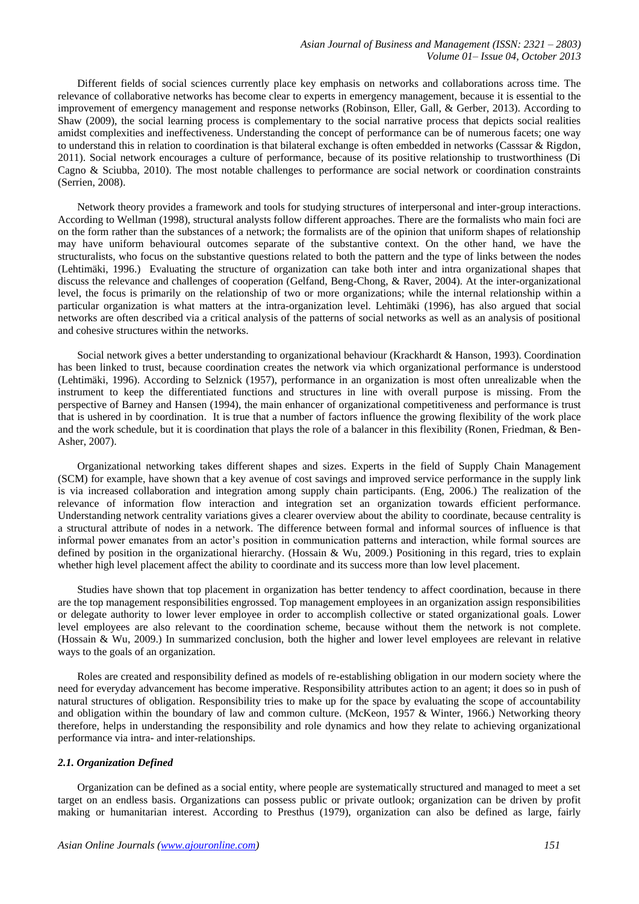Different fields of social sciences currently place key emphasis on networks and collaborations across time. The relevance of collaborative networks has become clear to experts in emergency management, because it is essential to the improvement of emergency management and response networks (Robinson, Eller, Gall, & Gerber, 2013). According to Shaw (2009), the social learning process is complementary to the social narrative process that depicts social realities amidst complexities and ineffectiveness. Understanding the concept of performance can be of numerous facets; one way to understand this in relation to coordination is that bilateral exchange is often embedded in networks (Casssar & Rigdon, 2011). Social network encourages a culture of performance, because of its positive relationship to trustworthiness (Di Cagno & Sciubba, 2010). The most notable challenges to performance are social network or coordination constraints (Serrien, 2008).

Network theory provides a framework and tools for studying structures of interpersonal and inter-group interactions. According to Wellman (1998), structural analysts follow different approaches. There are the formalists who main foci are on the form rather than the substances of a network; the formalists are of the opinion that uniform shapes of relationship may have uniform behavioural outcomes separate of the substantive context. On the other hand, we have the structuralists, who focus on the substantive questions related to both the pattern and the type of links between the nodes (Lehtimäki, 1996.) Evaluating the structure of organization can take both inter and intra organizational shapes that discuss the relevance and challenges of cooperation (Gelfand, Beng-Chong, & Raver, 2004). At the inter-organizational level, the focus is primarily on the relationship of two or more organizations; while the internal relationship within a particular organization is what matters at the intra-organization level. Lehtimäki (1996), has also argued that social networks are often described via a critical analysis of the patterns of social networks as well as an analysis of positional and cohesive structures within the networks.

Social network gives a better understanding to organizational behaviour (Krackhardt & Hanson, 1993). Coordination has been linked to trust, because coordination creates the network via which organizational performance is understood (Lehtimäki, 1996). According to Selznick (1957), performance in an organization is most often unrealizable when the instrument to keep the differentiated functions and structures in line with overall purpose is missing. From the perspective of Barney and Hansen (1994), the main enhancer of organizational competitiveness and performance is trust that is ushered in by coordination. It is true that a number of factors influence the growing flexibility of the work place and the work schedule, but it is coordination that plays the role of a balancer in this flexibility (Ronen, Friedman, & Ben-Asher, 2007).

Organizational networking takes different shapes and sizes. Experts in the field of Supply Chain Management (SCM) for example, have shown that a key avenue of cost savings and improved service performance in the supply link is via increased collaboration and integration among supply chain participants. (Eng, 2006.) The realization of the relevance of information flow interaction and integration set an organization towards efficient performance. Understanding network centrality variations gives a clearer overview about the ability to coordinate, because centrality is a structural attribute of nodes in a network. The difference between formal and informal sources of influence is that informal power emanates from an actor's position in communication patterns and interaction, while formal sources are defined by position in the organizational hierarchy. (Hossain & Wu, 2009.) Positioning in this regard, tries to explain whether high level placement affect the ability to coordinate and its success more than low level placement.

Studies have shown that top placement in organization has better tendency to affect coordination, because in there are the top management responsibilities engrossed. Top management employees in an organization assign responsibilities or delegate authority to lower lever employee in order to accomplish collective or stated organizational goals. Lower level employees are also relevant to the coordination scheme, because without them the network is not complete. (Hossain & Wu, 2009.) In summarized conclusion, both the higher and lower level employees are relevant in relative ways to the goals of an organization.

Roles are created and responsibility defined as models of re-establishing obligation in our modern society where the need for everyday advancement has become imperative. Responsibility attributes action to an agent; it does so in push of natural structures of obligation. Responsibility tries to make up for the space by evaluating the scope of accountability and obligation within the boundary of law and common culture. (McKeon, 1957 & Winter, 1966.) Networking theory therefore, helps in understanding the responsibility and role dynamics and how they relate to achieving organizational performance via intra- and inter-relationships.

### *2.1. Organization Defined*

Organization can be defined as a social entity, where people are systematically structured and managed to meet a set target on an endless basis. Organizations can possess public or private outlook; organization can be driven by profit making or humanitarian interest. According to Presthus (1979), organization can also be defined as large, fairly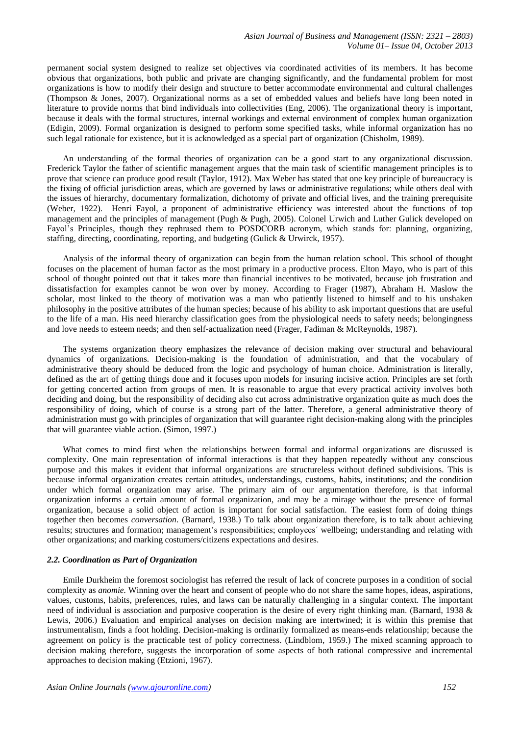permanent social system designed to realize set objectives via coordinated activities of its members. It has become obvious that organizations, both public and private are changing significantly, and the fundamental problem for most organizations is how to modify their design and structure to better accommodate environmental and cultural challenges (Thompson & Jones, 2007). Organizational norms as a set of embedded values and beliefs have long been noted in literature to provide norms that bind individuals into collectivities (Eng, 2006). The organizational theory is important, because it deals with the formal structures, internal workings and external environment of complex human organization (Edigin, 2009). Formal organization is designed to perform some specified tasks, while informal organization has no such legal rationale for existence, but it is acknowledged as a special part of organization (Chisholm, 1989).

An understanding of the formal theories of organization can be a good start to any organizational discussion. Frederick Taylor the father of scientific management argues that the main task of scientific management principles is to prove that science can produce good result (Taylor, 1912). Max Weber has stated that one key principle of bureaucracy is the fixing of official jurisdiction areas, which are governed by laws or administrative regulations; while others deal with the issues of hierarchy, documentary formalization, dichotomy of private and official lives, and the training prerequisite (Weber, 1922). Henri Fayol, a proponent of administrative efficiency was interested about the functions of top management and the principles of management (Pugh & Pugh, 2005). Colonel Urwich and Luther Gulick developed on Fayol's Principles, though they rephrased them to POSDCORB acronym, which stands for: planning, organizing, staffing, directing, coordinating, reporting, and budgeting (Gulick & Urwirck, 1957).

Analysis of the informal theory of organization can begin from the human relation school. This school of thought focuses on the placement of human factor as the most primary in a productive process. Elton Mayo, who is part of this school of thought pointed out that it takes more than financial incentives to be motivated, because job frustration and dissatisfaction for examples cannot be won over by money. According to Frager (1987), Abraham H. Maslow the scholar, most linked to the theory of motivation was a man who patiently listened to himself and to his unshaken philosophy in the positive attributes of the human species; because of his ability to ask important questions that are useful to the life of a man. His need hierarchy classification goes from the physiological needs to safety needs; belongingness and love needs to esteem needs; and then self-actualization need (Frager, Fadiman & McReynolds, 1987).

The systems organization theory emphasizes the relevance of decision making over structural and behavioural dynamics of organizations. Decision-making is the foundation of administration, and that the vocabulary of administrative theory should be deduced from the logic and psychology of human choice. Administration is literally, defined as the art of getting things done and it focuses upon models for insuring incisive action. Principles are set forth for getting concerted action from groups of men. It is reasonable to argue that every practical activity involves both deciding and doing, but the responsibility of deciding also cut across administrative organization quite as much does the responsibility of doing, which of course is a strong part of the latter. Therefore, a general administrative theory of administration must go with principles of organization that will guarantee right decision-making along with the principles that will guarantee viable action. (Simon, 1997.)

What comes to mind first when the relationships between formal and informal organizations are discussed is complexity. One main representation of informal interactions is that they happen repeatedly without any conscious purpose and this makes it evident that informal organizations are structureless without defined subdivisions. This is because informal organization creates certain attitudes, understandings, customs, habits, institutions; and the condition under which formal organization may arise. The primary aim of our argumentation therefore, is that informal organization informs a certain amount of formal organization, and may be a mirage without the presence of formal organization, because a solid object of action is important for social satisfaction. The easiest form of doing things together then becomes *conversation*. (Barnard, 1938.) To talk about organization therefore, is to talk about achieving results; structures and formation; management's responsibilities; employees´ wellbeing; understanding and relating with other organizations; and marking costumers/citizens expectations and desires.

### *2.2. Coordination as Part of Organization*

Emile Durkheim the foremost sociologist has referred the result of lack of concrete purposes in a condition of social complexity as *anomie*. Winning over the heart and consent of people who do not share the same hopes, ideas, aspirations, values, customs, habits, preferences, rules, and laws can be naturally challenging in a singular context. The important need of individual is association and purposive cooperation is the desire of every right thinking man. (Barnard, 1938 & Lewis, 2006.) Evaluation and empirical analyses on decision making are intertwined; it is within this premise that instrumentalism, finds a foot holding. Decision-making is ordinarily formalized as means-ends relationship; because the agreement on policy is the practicable test of policy correctness. (Lindblom, 1959.) The mixed scanning approach to decision making therefore, suggests the incorporation of some aspects of both rational compressive and incremental approaches to decision making (Etzioni, 1967).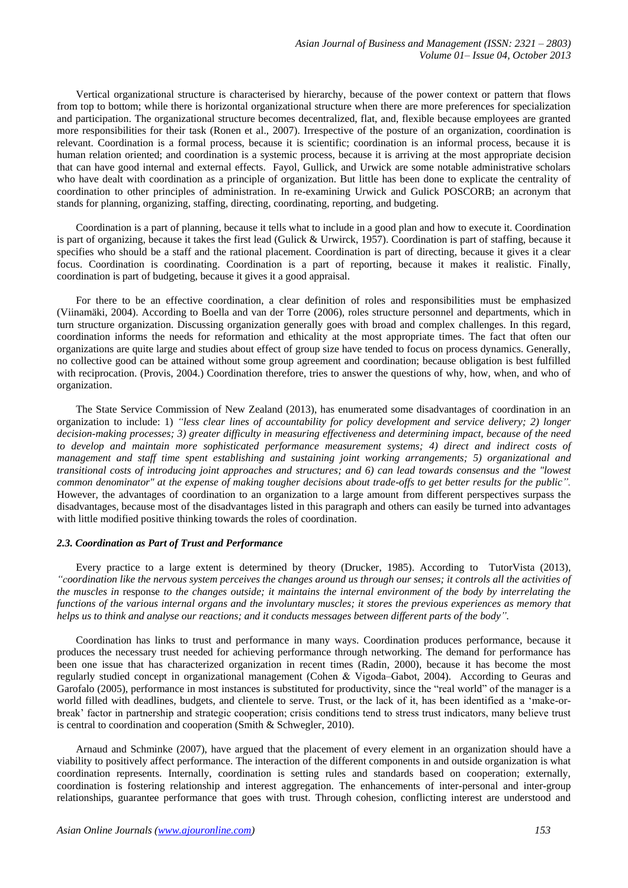Vertical organizational structure is characterised by hierarchy, because of the power context or pattern that flows from top to bottom; while there is horizontal organizational structure when there are more preferences for specialization and participation. The organizational structure becomes decentralized, flat, and, flexible because employees are granted more responsibilities for their task (Ronen et al., 2007). Irrespective of the posture of an organization, coordination is relevant. Coordination is a formal process, because it is scientific; coordination is an informal process, because it is human relation oriented; and coordination is a systemic process, because it is arriving at the most appropriate decision that can have good internal and external effects. Fayol, Gullick, and Urwick are some notable administrative scholars who have dealt with coordination as a principle of organization. But little has been done to explicate the centrality of coordination to other principles of administration. In re-examining Urwick and Gulick POSCORB; an acronym that stands for planning, organizing, staffing, directing, coordinating, reporting, and budgeting.

Coordination is a part of planning, because it tells what to include in a good plan and how to execute it. Coordination is part of organizing, because it takes the first lead (Gulick & Urwirck, 1957). Coordination is part of staffing, because it specifies who should be a staff and the rational placement. Coordination is part of directing, because it gives it a clear focus. Coordination is coordinating. Coordination is a part of reporting, because it makes it realistic. Finally, coordination is part of budgeting, because it gives it a good appraisal.

For there to be an effective coordination, a clear definition of roles and responsibilities must be emphasized (Viinamäki, 2004). According to Boella and van der Torre (2006), roles structure personnel and departments, which in turn structure organization. Discussing organization generally goes with broad and complex challenges. In this regard, coordination informs the needs for reformation and ethicality at the most appropriate times. The fact that often our organizations are quite large and studies about effect of group size have tended to focus on process dynamics. Generally, no collective good can be attained without some group agreement and coordination; because obligation is best fulfilled with reciprocation. (Provis, 2004.) Coordination therefore, tries to answer the questions of why, how, when, and who of organization.

The State Service Commission of New Zealand (2013), has enumerated some disadvantages of coordination in an organization to include: 1) *"less clear lines of accountability for policy development and service delivery; 2) longer decision-making processes; 3) greater difficulty in measuring effectiveness and determining impact, because of the need to develop and maintain more sophisticated performance measurement systems; 4) direct and indirect costs of management and staff time spent establishing and sustaining joint working arrangements; 5) organizational and transitional costs of introducing joint approaches and structures; and 6) can lead towards consensus and the "lowest common denominator" at the expense of making tougher decisions about trade-offs to get better results for the public".* However, the advantages of coordination to an organization to a large amount from different perspectives surpass the disadvantages, because most of the disadvantages listed in this paragraph and others can easily be turned into advantages with little modified positive thinking towards the roles of coordination.

### *2.3. Coordination as Part of Trust and Performance*

Every practice to a large extent is determined by theory (Drucker, 1985). According to TutorVista (2013), *"coordination like the nervous system perceives the changes around us through our senses; it controls all the activities of the muscles in* response *to the changes outside; it maintains the internal environment of the body by interrelating the functions of the various internal organs and the involuntary muscles; it stores the previous experiences as memory that helps us to think and analyse our reactions; and it conducts messages between different parts of the body".*

Coordination has links to trust and performance in many ways. Coordination produces performance, because it produces the necessary trust needed for achieving performance through networking. The demand for performance has been one issue that has characterized organization in recent times (Radin, 2000), because it has become the most regularly studied concept in organizational management (Cohen & Vigoda–Gabot, 2004). According to Geuras and Garofalo (2005), performance in most instances is substituted for productivity, since the "real world" of the manager is a world filled with deadlines, budgets, and clientele to serve. Trust, or the lack of it, has been identified as a 'make-or-break' factor in partnership and strategic cooperation; crisis conditions tend to stress trust indicators, many believe trust is central to coordination and cooperation (Smith & Schwegler, 2010).

Arnaud and Schminke (2007), have argued that the placement of every element in an organization should have a viability to positively affect performance. The interaction of the different components in and outside organization is what coordination represents. Internally, coordination is setting rules and standards based on cooperation; externally, coordination is fostering relationship and interest aggregation. The enhancements of inter-personal and inter-group relationships, guarantee performance that goes with trust. Through cohesion, conflicting interest are understood and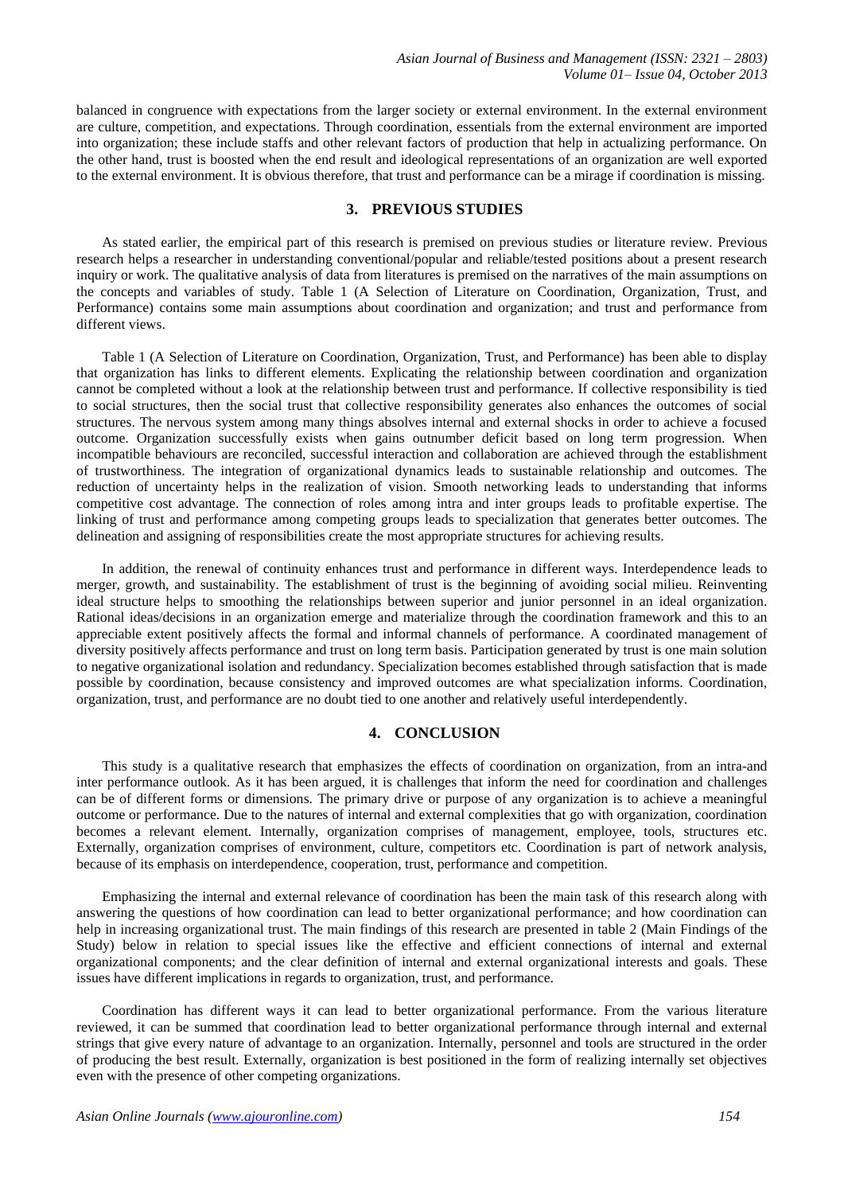balanced in congruence with expectations from the larger society or external environment. In the external environment are culture, competition, and expectations. Through coordination, essentials from the external environment are imported into organization; these include staffs and other relevant factors of production that help in actualizing performance. On the other hand, trust is boosted when the end result and ideological representations of an organization are well exported to the external environment. It is obvious therefore, that trust and performance can be a mirage if coordination is missing.

## 3. PREVIOUS STUDIES

As stated earlier, the empirical part of this research is premised on previous studies or literature review. Previous research helps a researcher in understanding conventional/popular and reliable/tested positions about a present research inquiry or work. The qualitative analysis of data from literatures is premised on the narratives of the main assumptions on the concepts and variables of study. Table 1 (A Selection of Literature on Coordination, Organization, Trust, and Performance) contains some main assumptions about coordination and organization; and trust and performance from different views.

Table 1 (A Selection of Literature on Coordination, Organization, Trust, and Performance) has been able to display that organization has links to different elements. Explicating the relationship between coordination and organization cannot be completed without a look at the relationship between trust and performance. If collective responsibility is tied to social structures, then the social trust that collective responsibility generates also enhances the outcomes of social structures. The nervous system among many things absolves internal and external shocks in order to achieve a focused outcome. Organization successfully exists when gains outnumber deficit based on long term progression. When incompatible behaviours are reconciled, successful interaction and collaboration are achieved through the establishment of trustworthiness. The integration of organizational dynamics leads to sustainable relationship and outcomes. The reduction of uncertainty helps in the realization of vision. Smooth networking leads to understanding that informs competitive cost advantage. The connection of roles among intra and inter groups leads to profitable expertise. The linking of trust and performance among competing groups leads to specialization that generates better outcomes. The delineation and assigning of responsibilities create the most appropriate structures for achieving results.

In addition, the renewal of continuity enhances trust and performance in different ways. Interdependence leads to merger, growth, and sustainability. The establishment of trust is the beginning of avoiding social milieu. Reinventing ideal structure helps to smoothing the relationships between superior and junior personnel in an ideal organization. Rational ideas/decisions in an organization emerge and materialize through the coordination framework and this to an appreciable extent positively affects the formal and informal channels of performance. A coordinated management of diversity positively affects performance and trust on long term basis. Participation generated by trust is one main solution to negative organizational isolation and redundancy. Specialization becomes established through satisfaction that is made possible by coordination, because consistency and improved outcomes are what specialization informs. Coordination, organization, trust, and performance are no doubt tied to one another and relatively useful interdependently.

## 4. CONCLUSION

This study is a qualitative research that emphasizes the effects of coordination on organization, from an intra-and inter performance outlook. As it has been argued, it is challenges that inform the need for coordination and challenges can be of different forms or dimensions. The primary drive or purpose of any organization is to achieve a meaningful outcome or performance. Due to the natures of internal and external complexities that go with organization, coordination becomes a relevant element. Internally, organization comprises of management, employee, tools, structures etc. Externally, organization comprises of environment, culture, competitors etc. Coordination is part of network analysis, because of its emphasis on interdependence, cooperation, trust, performance and competition.

Emphasizing the internal and external relevance of coordination has been the main task of this research along with answering the questions of how coordination can lead to better organizational performance; and how coordination can help in increasing organizational trust. The main findings of this research are presented in table 2 (Main Findings of the Study) below in relation to special issues like the effective and efficient connections of internal and external organizational components; and the clear definition of internal and external organizational interests and goals. These issues have different implications in regards to organization, trust, and performance.

Coordination has different ways it can lead to better organizational performance. From the various literature reviewed, it can be summed that coordination lead to better organizational performance through internal and external strings that give every nature of advantage to an organization. Internally, personnel and tools are structured in the order of producing the best result. Externally, organization is best positioned in the form of realizing internally set objectives even with the presence of other competing organizations.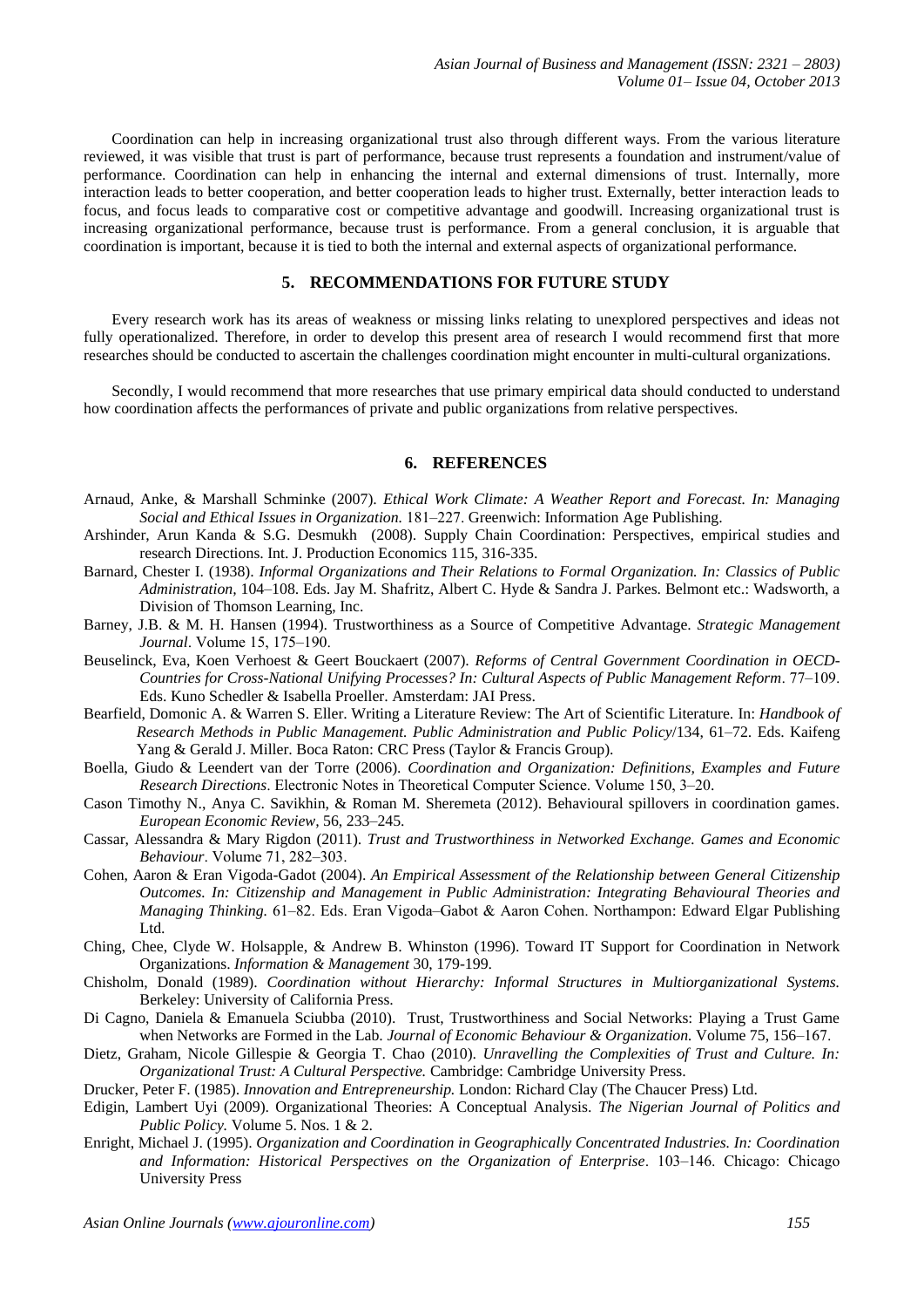Coordination can help in increasing organizational trust also through different ways. From the various literature reviewed, it was visible that trust is part of performance, because trust represents a foundation and instrument/value of performance. Coordination can help in enhancing the internal and external dimensions of trust. Internally, more interaction leads to better cooperation, and better cooperation leads to higher trust. Externally, better interaction leads to focus, and focus leads to comparative cost or competitive advantage and goodwill. Increasing organizational trust is increasing organizational performance, because trust is performance. From a general conclusion, it is arguable that coordination is important, because it is tied to both the internal and external aspects of organizational performance.

## 5. RECOMMENDATIONS FOR FUTURE STUDY

Every research work has its areas of weakness or missing links relating to unexplored perspectives and ideas not fully operationalized. Therefore, in order to develop this present area of research I would recommend first that more researches should be conducted to ascertain the challenges coordination might encounter in multi-cultural organizations.

Secondly, I would recommend that more researches that use primary empirical data should conducted to understand how coordination affects the performances of private and public organizations from relative perspectives.

## 6. REFERENCES

Arnaud, Anke, & Marshall Schminke (2007). *Ethical Work Climate: A Weather Report and Forecast. In: Managing Social and Ethical Issues in Organization.* 181–227. Greenwich: Information Age Publishing.

Arshinder, Arun Kanda & S.G. Desmukh (2008). Supply Chain Coordination: Perspectives, empirical studies and research Directions. Int. J. Production Economics 115, 316-335.

Barnard, Chester I. (1938). *Informal Organizations and Their Relations to Formal Organization. In: Classics of Public Administration,* 104–108. Eds. Jay M. Shafritz, Albert C. Hyde & Sandra J. Parkes. Belmont etc.: Wadsworth, a Division of Thomson Learning, Inc.

Barney, J.B. & M. H. Hansen (1994). Trustworthiness as a Source of Competitive Advantage. *Strategic Management Journal*. Volume 15, 175–190.

Beuselinck, Eva, Koen Verhoest & Geert Bouckaert (2007). *Reforms of Central Government Coordination in OECD-Countries for Cross-National Unifying Processes? In: Cultural Aspects of Public Management Reform*. 77–109. Eds. Kuno Schedler & Isabella Proeller. Amsterdam: JAI Press.

Bearfield, Domonic A. & Warren S. Eller. Writing a Literature Review: The Art of Scientific Literature. In: *Handbook of Research Methods in Public Management. Public Administration and Public Policy*/134, 61–72. Eds. Kaifeng Yang & Gerald J. Miller. Boca Raton: CRC Press (Taylor & Francis Group).

Boella, Giudo & Leendert van der Torre (2006). *Coordination and Organization: Definitions, Examples and Future Research Directions*. Electronic Notes in Theoretical Computer Science. Volume 150, 3–20.

Cason Timothy N., Anya C. Savikhin, & Roman M. Sheremeta (2012). Behavioural spillovers in coordination games. *European Economic Review*, 56, 233–245.

Cassar, Alessandra & Mary Rigdon (2011). *Trust and Trustworthiness in Networked Exchange. Games and Economic Behaviour*. Volume 71, 282–303.

Cohen, Aaron & Eran Vigoda-Gadot (2004). *An Empirical Assessment of the Relationship between General Citizenship Outcomes. In: Citizenship and Management in Public Administration: Integrating Behavioural Theories and Managing Thinking.* 61–82. Eds. Eran Vigoda–Gabot & Aaron Cohen. Northampon: Edward Elgar Publishing Ltd.

Ching, Chee, Clyde W. Holsapple, & Andrew B. Whinston (1996). Toward IT Support for Coordination in Network Organizations. *Information & Management* 30, 179-199.

Chisholm, Donald (1989). *Coordination without Hierarchy: Informal Structures in Multiorganizational Systems.* Berkeley: University of California Press.

Di Cagno, Daniela & Emanuela Sciubba (2010). Trust, Trustworthiness and Social Networks: Playing a Trust Game when Networks are Formed in the Lab. *Journal of Economic Behaviour & Organization.* Volume 75, 156–167.

Dietz, Graham, Nicole Gillespie & Georgia T. Chao (2010). *Unravelling the Complexities of Trust and Culture. In: Organizational Trust: A Cultural Perspective.* Cambridge: Cambridge University Press.

Drucker, Peter F. (1985). *Innovation and Entrepreneurship.* London: Richard Clay (The Chaucer Press) Ltd.

Edigin, Lambert Uyi (2009). Organizational Theories: A Conceptual Analysis. *The Nigerian Journal of Politics and Public Policy.* Volume 5. Nos. 1 & 2.

Enright, Michael J. (1995). *Organization and Coordination in Geographically Concentrated Industries. In: Coordination and Information: Historical Perspectives on the Organization of Enterprise*. 103–146. Chicago: Chicago University Press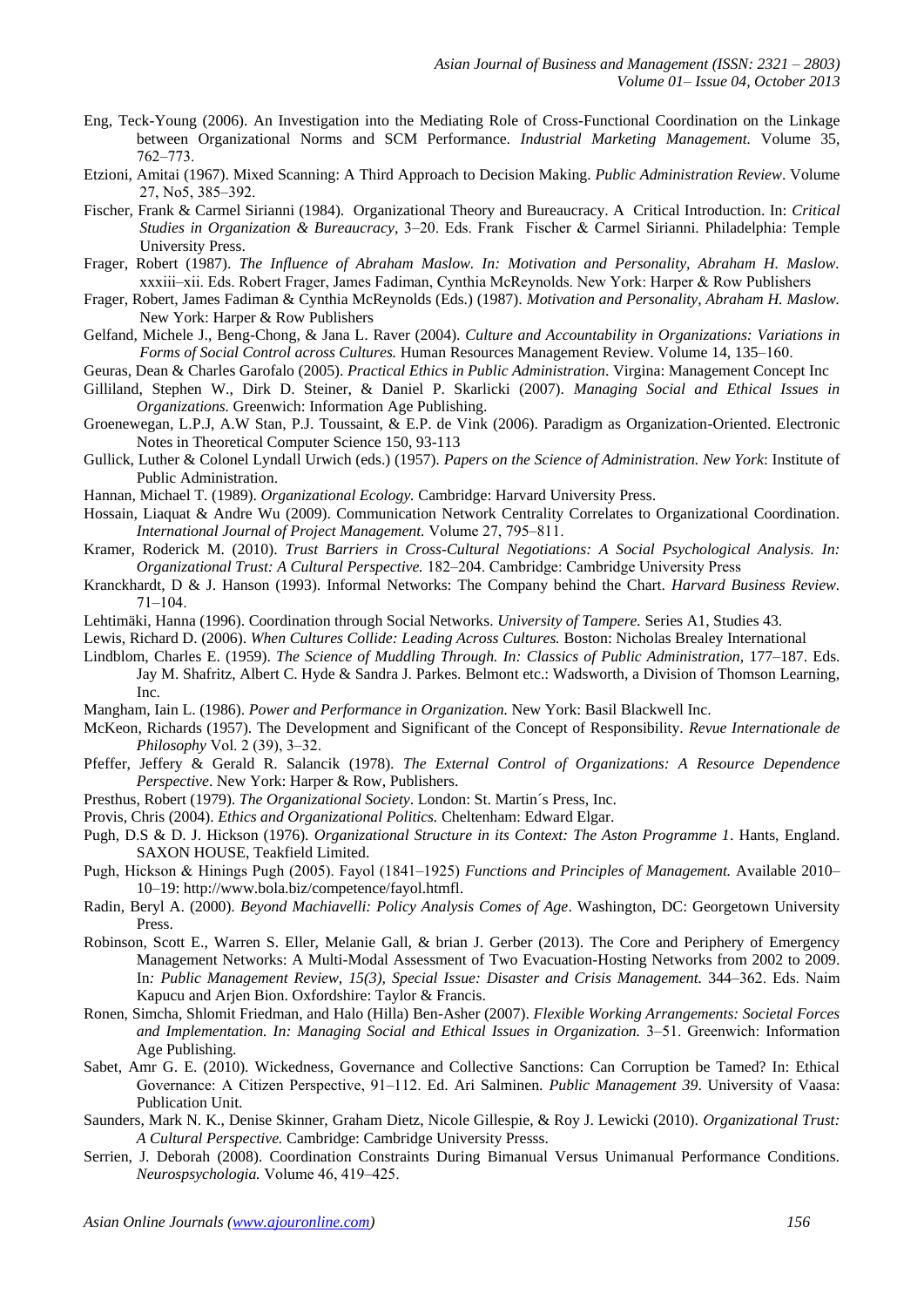Eng, Teck-Young (2006). An Investigation into the Mediating Role of Cross-Functional Coordination on the Linkage between Organizational Norms and SCM Performance. *Industrial Marketing Management.* Volume 35, 762–773.

Etzioni, Amitai (1967). Mixed Scanning: A Third Approach to Decision Making. *Public Administration Review*. Volume 27, No5, 385–392.

Fischer, Frank & Carmel Sirianni (1984). Organizational Theory and Bureaucracy. A Critical Introduction. In: *Critical Studies in Organization & Bureaucracy,* 3–20. Eds. Frank Fischer & Carmel Sirianni. Philadelphia: Temple University Press.

Frager, Robert (1987). *The Influence of Abraham Maslow. In: Motivation and Personality, Abraham H. Maslow.* xxxiii–xii. Eds. Robert Frager, James Fadiman, Cynthia McReynolds. New York: Harper & Row Publishers

Frager, Robert, James Fadiman & Cynthia McReynolds (Eds.) (1987). *Motivation and Personality, Abraham H. Maslow.* New York: Harper & Row Publishers

Gelfand, Michele J., Beng-Chong, & Jana L. Raver (2004). *Culture and Accountability in Organizations: Variations in Forms of Social Control across Cultures.* Human Resources Management Review. Volume 14, 135–160.

Geuras, Dean & Charles Garofalo (2005). *Practical Ethics in Public Administration*. Virgina: Management Concept Inc

Gilliland, Stephen W., Dirk D. Steiner, & Daniel P. Skarlicki (2007). *Managing Social and Ethical Issues in Organizations.* Greenwich: Information Age Publishing.

Groenewegan, L.P.J, A.W Stan, P.J. Toussaint, & E.P. de Vink (2006). Paradigm as Organization-Oriented. Electronic Notes in Theoretical Computer Science 150, 93-113

Gullick, Luther & Colonel Lyndall Urwich (eds.) (1957). *Papers on the Science of Administration. New York*: Institute of Public Administration.

Hannan, Michael T. (1989). *Organizational Ecology.* Cambridge: Harvard University Press.

Hossain, Liaquat & Andre Wu (2009). Communication Network Centrality Correlates to Organizational Coordination. *International Journal of Project Management.* Volume 27, 795–811.

Kramer, Roderick M. (2010). *Trust Barriers in Cross-Cultural Negotiations: A Social Psychological Analysis. In: Organizational Trust: A Cultural Perspective.* 182–204. Cambridge: Cambridge University Press

Kranckhardt, D & J. Hanson (1993). Informal Networks: The Company behind the Chart. *Harvard Business Review*. 71–104.

Lehtimäki, Hanna (1996). Coordination through Social Networks. *University of Tampere.* Series A1, Studies 43.

Lewis, Richard D. (2006). *When Cultures Collide: Leading Across Cultures.* Boston: Nicholas Brealey International

Lindblom, Charles E. (1959). *The Science of Muddling Through. In: Classics of Public Administration,* 177–187. Eds. Jay M. Shafritz, Albert C. Hyde & Sandra J. Parkes. Belmont etc.: Wadsworth, a Division of Thomson Learning, Inc.

Mangham, Iain L. (1986). *Power and Performance in Organization.* New York: Basil Blackwell Inc.

McKeon, Richards (1957). The Development and Significant of the Concept of Responsibility. *Revue Internationale de Philosophy* Vol. 2 (39), 3–32.

Pfeffer, Jeffery & Gerald R. Salancik (1978). *The External Control of Organizations: A Resource Dependence Perspective*. New York: Harper & Row, Publishers.

Presthus, Robert (1979). *The Organizational Society*. London: St. Martin´s Press, Inc.

Provis, Chris (2004). *Ethics and Organizational Politics.* Cheltenham: Edward Elgar.

Pugh, D.S & D. J. Hickson (1976). *Organizational Structure in its Context: The Aston Programme 1*. Hants, England. SAXON HOUSE, Teakfield Limited.

Pugh, Hickson & Hinings Pugh (2005). Fayol (1841–1925) *Functions and Principles of Management.* Available 2010–10–19: http://www.bola.biz/competence/fayol.htmfl.

Radin, Beryl A. (2000). *Beyond Machiavelli: Policy Analysis Comes of Age*. Washington, DC: Georgetown University Press.

Robinson, Scott E., Warren S. Eller, Melanie Gall, & brian J. Gerber (2013). The Core and Periphery of Emergency Management Networks: A Multi-Modal Assessment of Two Evacuation-Hosting Networks from 2002 to 2009. In*: Public Management Review, 15(3), Special Issue: Disaster and Crisis Management.* 344–362. Eds. Naim Kapucu and Arjen Bion. Oxfordshire: Taylor & Francis.

Ronen, Simcha, Shlomit Friedman, and Halo (Hilla) Ben-Asher (2007). *Flexible Working Arrangements: Societal Forces and Implementation. In: Managing Social and Ethical Issues in Organization.* 3–51. Greenwich: Information Age Publishing.

Sabet, Amr G. E. (2010). Wickedness, Governance and Collective Sanctions: Can Corruption be Tamed? In: Ethical Governance: A Citizen Perspective, 91–112. Ed. Ari Salminen. *Public Management 39*. University of Vaasa: Publication Unit.

Saunders, Mark N. K., Denise Skinner, Graham Dietz, Nicole Gillespie, & Roy J. Lewicki (2010). *Organizational Trust: A Cultural Perspective.* Cambridge: Cambridge University Presss.

Serrien, J. Deborah (2008). Coordination Constraints During Bimanual Versus Unimanual Performance Conditions. *Neurospsychologia.* Volume 46, 419–425.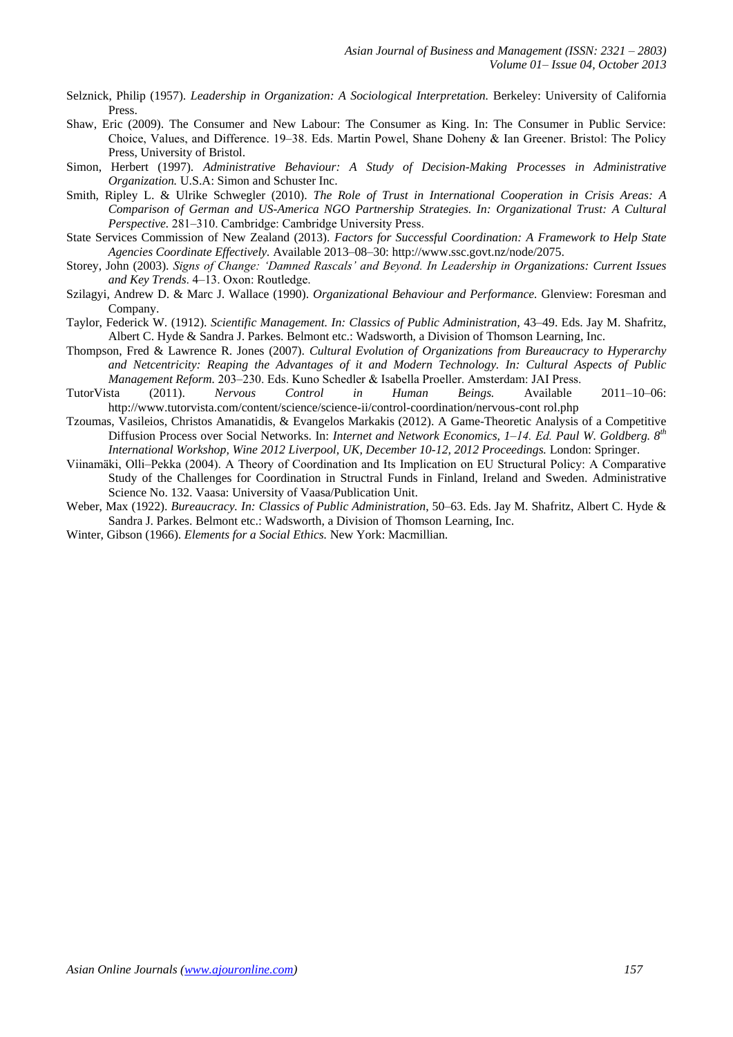Selznick, Philip (1957). *Leadership in Organization: A Sociological Interpretation.* Berkeley: University of California Press.

Shaw, Eric (2009). The Consumer and New Labour: The Consumer as King. In: The Consumer in Public Service: Choice, Values, and Difference. 19–38. Eds. Martin Powel, Shane Doheny & Ian Greener. Bristol: The Policy Press, University of Bristol.

Simon, Herbert (1997). *Administrative Behaviour: A Study of Decision-Making Processes in Administrative Organization.* U.S.A: Simon and Schuster Inc.

Smith, Ripley L. & Ulrike Schwegler (2010). *The Role of Trust in International Cooperation in Crisis Areas: A Comparison of German and US-America NGO Partnership Strategies. In: Organizational Trust: A Cultural Perspective.* 281–310. Cambridge: Cambridge University Press.

State Services Commission of New Zealand (2013). *Factors for Successful Coordination: A Framework to Help State Agencies Coordinate Effectively.* Available 2013–08–30: http://www.ssc.govt.nz/node/2075.

Storey, John (2003). *Signs of Change: 'Damned Rascals' and Beyond. In Leadership in Organizations: Current Issues and Key Trends.* 4–13. Oxon: Routledge.

Szilagyi, Andrew D. & Marc J. Wallace (1990). *Organizational Behaviour and Performance.* Glenview: Foresman and Company.

Taylor, Federick W. (1912). *Scientific Management. In: Classics of Public Administration,* 43–49. Eds. Jay M. Shafritz, Albert C. Hyde & Sandra J. Parkes. Belmont etc.: Wadsworth, a Division of Thomson Learning, Inc.

Thompson, Fred & Lawrence R. Jones (2007). *Cultural Evolution of Organizations from Bureaucracy to Hyperarchy and Netcentricity: Reaping the Advantages of it and Modern Technology. In: Cultural Aspects of Public Management Reform.* 203–230. Eds. Kuno Schedler & Isabella Proeller. Amsterdam: JAI Press.

TutorVista (2011). *Nervous Control in Human Beings.* Available 2011–10–06: http://www.tutorvista.com/content/science/science-ii/control-coordination/nervous-cont rol.php

Tzoumas, Vasileios, Christos Amanatidis, & Evangelos Markakis (2012). A Game-Theoretic Analysis of a Competitive Diffusion Process over Social Networks. In: *Internet and Network Economics, 1–14. Ed. Paul W. Goldberg. 8th International Workshop, Wine 2012 Liverpool, UK, December 10-12, 2012 Proceedings.* London: Springer.

Viinamäki, Olli–Pekka (2004). A Theory of Coordination and Its Implication on EU Structural Policy: A Comparative Study of the Challenges for Coordination in Structral Funds in Finland, Ireland and Sweden. Administrative Science No. 132. Vaasa: University of Vaasa/Publication Unit.

Weber, Max (1922). *Bureaucracy. In: Classics of Public Administration*, 50–63. Eds. Jay M. Shafritz, Albert C. Hyde & Sandra J. Parkes. Belmont etc.: Wadsworth, a Division of Thomson Learning, Inc.

Winter, Gibson (1966). *Elements for a Social Ethics.* New York: Macmillian.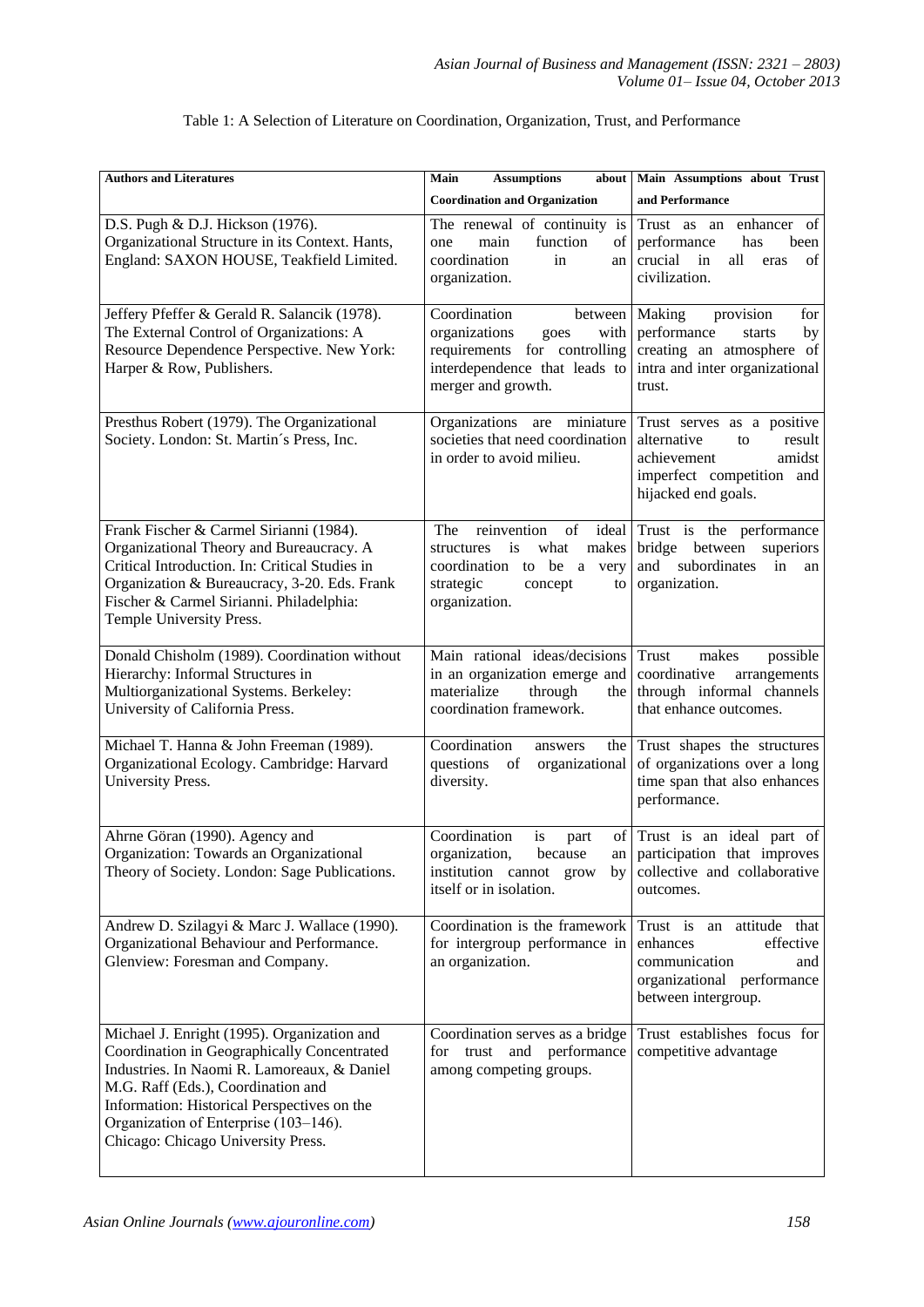Table 1: A Selection of Literature on Coordination, Organization, Trust, and Performance

| Authors and Literatures | Main Assumptions about Coordination and Organization | Main Assumptions about Trust and Performance |
|---|---|---|
| D.S. Pugh & D.J. Hickson (1976). Organizational Structure in its Context. Hants, England: SAXON HOUSE, Teakfield Limited. | The renewal of continuity is one main function of coordination in an organization. | Trust as an enhancer of performance has been crucial in all eras of civilization. |
| Jeffery Pfeffer & Gerald R. Salancik (1978). The External Control of Organizations: A Resource Dependence Perspective. New York: Harper & Row, Publishers. | Coordination between organizations goes with requirements for controlling interdependence that leads to merger and growth. | Making provision for performance starts by creating an atmosphere of intra and inter organizational trust. |
| Presthus Robert (1979). The Organizational Society. London: St. Martin´s Press, Inc. | Organizations are miniature societies that need coordination in order to avoid milieu. | Trust serves as a positive alternative to result achievement amidst imperfect competition and hijacked end goals. |
| Frank Fischer & Carmel Sirianni (1984). Organizational Theory and Bureaucracy. A Critical Introduction. In: Critical Studies in Organization & Bureaucracy, 3-20. Eds. Frank Fischer & Carmel Sirianni. Philadelphia: Temple University Press. | The reinvention of ideal structures is what makes coordination to be a very strategic concept to organization. | Trust is the performance bridge between superiors and subordinates in an organization. |
| Donald Chisholm (1989). Coordination without Hierarchy: Informal Structures in Multiorganizational Systems. Berkeley: University of California Press. | Main rational ideas/decisions in an organization emerge and materialize through the coordination framework. | Trust makes possible coordinative arrangements through informal channels that enhance outcomes. |
| Michael T. Hanna & John Freeman (1989). Organizational Ecology. Cambridge: Harvard University Press. | Coordination answers the questions of organizational diversity. | Trust shapes the structures of organizations over a long time span that also enhances performance. |
| Ahrne Göran (1990). Agency and Organization: Towards an Organizational Theory of Society. London: Sage Publications. | Coordination is part of organization, because an institution cannot grow by itself or in isolation. | Trust is an ideal part of participation that improves collective and collaborative outcomes. |
| Andrew D. Szilagyi & Marc J. Wallace (1990). Organizational Behaviour and Performance. Glenview: Foresman and Company. | Coordination is the framework for intergroup performance in an organization. | Trust is an attitude that enhances effective communication and organizational performance between intergroup. |
| Michael J. Enright (1995). Organization and Coordination in Geographically Concentrated Industries. In Naomi R. Lamoreaux, & Daniel M.G. Raff (Eds.), Coordination and Information: Historical Perspectives on the Organization of Enterprise (103–146). Chicago: Chicago University Press. | Coordination serves as a bridge for trust and performance among competing groups. | Trust establishes focus for competitive advantage |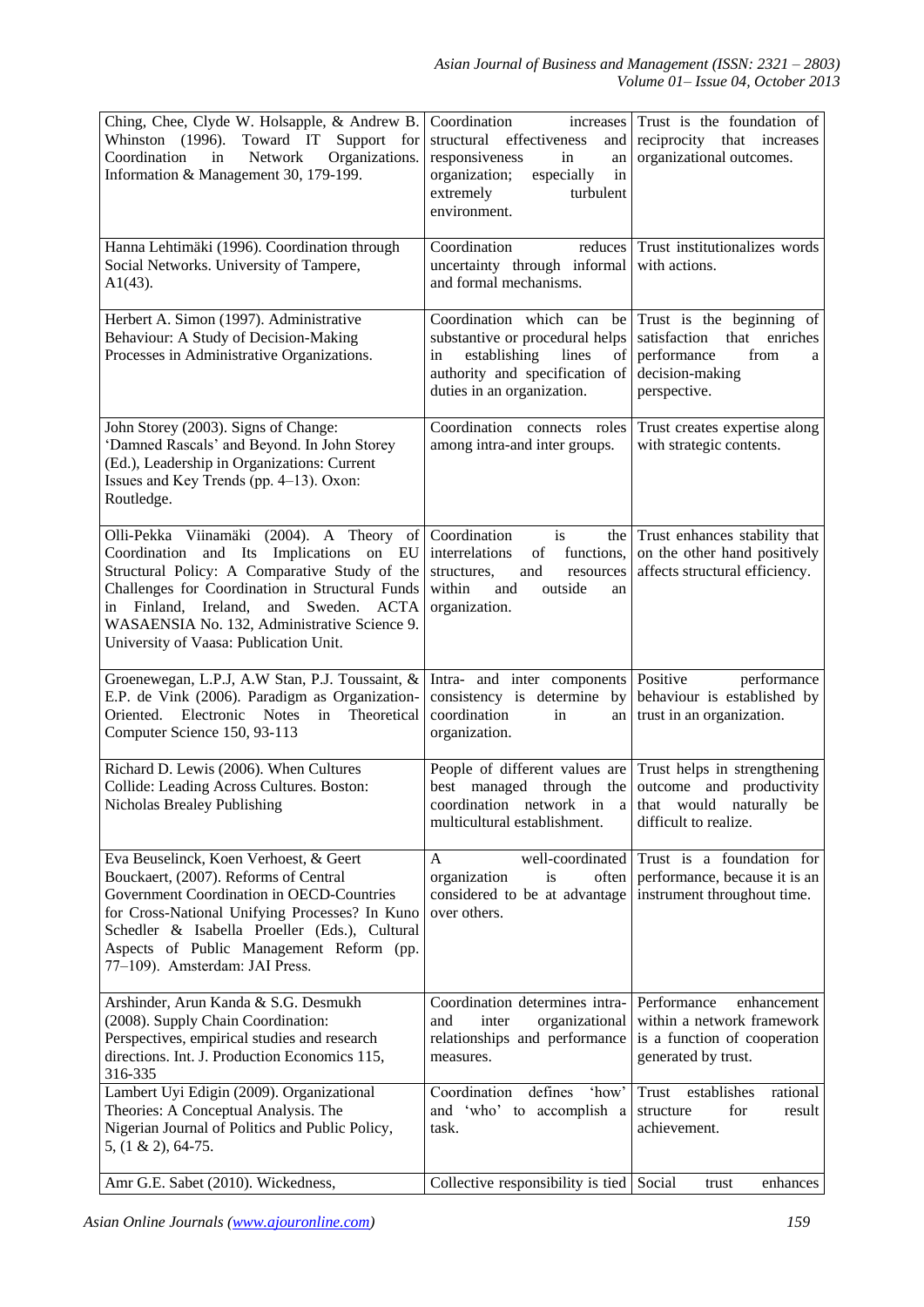| | | |
|---|---|---|
| Ching, Chee, Clyde W. Holsapple, & Andrew B. Whinston (1996). Toward IT Support for Coordination in Network Organizations. Information & Management 30, 179-199. | Coordination increases structural effectiveness and responsiveness in an organization; especially in extremely turbulent environment. | Trust is the foundation of reciprocity that increases organizational outcomes. |
| Hanna Lehtimäki (1996). Coordination through Social Networks. University of Tampere, A1(43). | Coordination reduces uncertainty through informal and formal mechanisms. | Trust institutionalizes words with actions. |
| Herbert A. Simon (1997). Administrative Behaviour: A Study of Decision-Making Processes in Administrative Organizations. | Coordination which can be substantive or procedural helps in establishing lines of authority and specification of duties in an organization. | Trust is the beginning of satisfaction that enriches performance from a decision-making perspective. |
| John Storey (2003). Signs of Change: 'Damned Rascals' and Beyond. In John Storey (Ed.), Leadership in Organizations: Current Issues and Key Trends (pp. 4–13). Oxon: Routledge. | Coordination connects roles among intra-and inter groups. | Trust creates expertise along with strategic contents. |
| Olli-Pekka Viinamäki (2004). A Theory of Coordination and Its Implications on EU Structural Policy: A Comparative Study of the Challenges for Coordination in Structural Funds in Finland, Ireland, and Sweden. ACTA WASAENSIA No. 132, Administrative Science 9. University of Vaasa: Publication Unit. | Coordination is the interrelations of functions, structures, and resources within and outside an organization. | Trust enhances stability that on the other hand positively affects structural efficiency. |
| Groenewegan, L.P.J, A.W Stan, P.J. Toussaint, & E.P. de Vink (2006). Paradigm as Organization-Oriented. Electronic Notes in Theoretical Computer Science 150, 93-113 | Intra- and inter components consistency is determine by coordination in an organization. | Positive performance behaviour is established by trust in an organization. |
| Richard D. Lewis (2006). When Cultures Collide: Leading Across Cultures. Boston: Nicholas Brealey Publishing | People of different values are best managed through the coordination network in a multicultural establishment. | Trust helps in strengthening outcome and productivity that would naturally be difficult to realize. |
| Eva Beuselinck, Koen Verhoest, & Geert Bouckaert, (2007). Reforms of Central Government Coordination in OECD-Countries for Cross-National Unifying Processes? In Kuno Schedler & Isabella Proeller (Eds.), Cultural Aspects of Public Management Reform (pp. 77–109). Amsterdam: JAI Press. | A well-coordinated organization is often considered to be at advantage over others. | Trust is a foundation for performance, because it is an instrument throughout time. |
| Arshinder, Arun Kanda & S.G. Desmukh (2008). Supply Chain Coordination: Perspectives, empirical studies and research directions. Int. J. Production Economics 115, 316-335 | Coordination determines intra- and inter organizational relationships and performance measures. | Performance enhancement within a network framework is a function of cooperation generated by trust. |
| Lambert Uyi Edigin (2009). Organizational Theories: A Conceptual Analysis. The Nigerian Journal of Politics and Public Policy, 5, (1 & 2), 64-75. | Coordination defines 'how' and 'who' to accomplish a task. | Trust establishes rational structure for result achievement. |
| Amr G.E. Sabet (2010). Wickedness, | Collective responsibility is tied | Social trust enhances |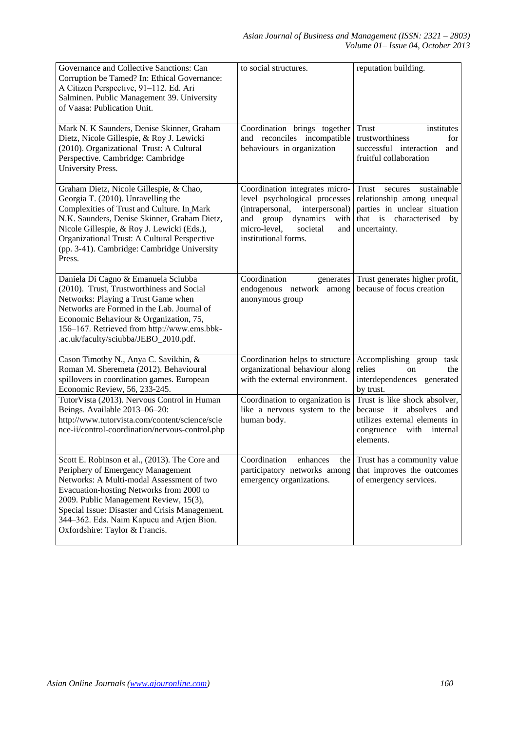| | | |
|---|---|---|
| Governance and Collective Sanctions: Can Corruption be Tamed? In: Ethical Governance: A Citizen Perspective, 91–112. Ed. Ari Salminen. Public Management 39. University of Vaasa: Publication Unit. | to social structures. | reputation building. |
| Mark N. K Saunders, Denise Skinner, Graham Dietz, Nicole Gillespie, & Roy J. Lewicki (2010). Organizational Trust: A Cultural Perspective. Cambridge: Cambridge University Press. | Coordination brings together and reconciles incompatible behaviours in organization | Trust institutes trustworthiness for successful interaction and fruitful collaboration |
| Graham Dietz, Nicole Gillespie, & Chao, Georgia T. (2010). Unravelling the Complexities of Trust and Culture. In Mark N.K. Saunders, Denise Skinner, Graham Dietz, Nicole Gillespie, & Roy J. Lewicki (Eds.), Organizational Trust: A Cultural Perspective (pp. 3-41). Cambridge: Cambridge University Press. | Coordination integrates micro-level psychological processes (intrapersonal, interpersonal) and group dynamics with micro-level, societal and institutional forms. | Trust secures sustainable relationship among unequal parties in unclear situation that is characterised by uncertainty. |
| Daniela Di Cagno & Emanuela Sciubba (2010). Trust, Trustworthiness and Social Networks: Playing a Trust Game when Networks are Formed in the Lab. Journal of Economic Behaviour & Organization, 75, 156–167. Retrieved from http://www.ems.bbk-.ac.uk/faculty/sciubba/JEBO_2010.pdf. | Coordination generates endogenous network among anonymous group | Trust generates higher profit, because of focus creation |
| Cason Timothy N., Anya C. Savikhin, & Roman M. Sheremeta (2012). Behavioural spillovers in coordination games. European Economic Review, 56, 233-245. | Coordination helps to structure organizational behaviour along with the external environment. | Accomplishing group task relies on the interdependences generated by trust. |
| TutorVista (2013). Nervous Control in Human Beings. Available 2013–06–20: http://www.tutorvista.com/content/science/science-ii/control-coordination/nervous-control.php | Coordination to organization is like a nervous system to the human body. | Trust is like shock absolver, because it absolves and utilizes external elements in congruence with internal elements. |
| Scott E. Robinson et al., (2013). The Core and Periphery of Emergency Management Networks: A Multi-modal Assessment of two Evacuation-hosting Networks from 2000 to 2009. Public Management Review, 15(3), Special Issue: Disaster and Crisis Management. 344–362. Eds. Naim Kapucu and Arjen Bion. Oxfordshire: Taylor & Francis. | Coordination enhances the participatory networks among emergency organizations. | Trust has a community value that improves the outcomes of emergency services. |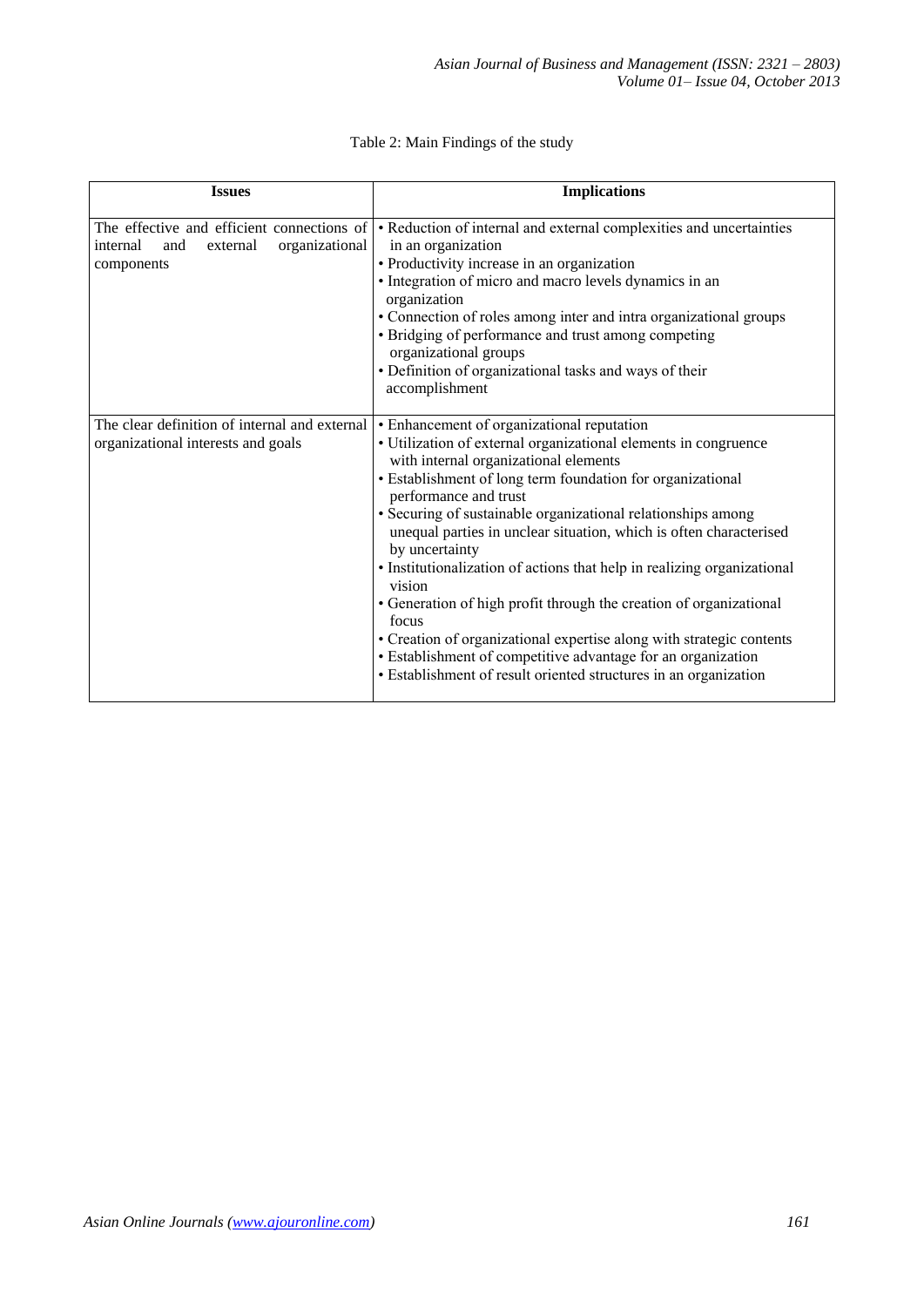Table 2: Main Findings of the study

| Issues | Implications |
| --- | --- |
| The effective and efficient connections of internal and external organizational components | • Reduction of internal and external complexities and uncertainties in an organization<br>• Productivity increase in an organization<br>• Integration of micro and macro levels dynamics in an organization<br>• Connection of roles among inter and intra organizational groups<br>• Bridging of performance and trust among competing organizational groups<br>• Definition of organizational tasks and ways of their accomplishment |
| The clear definition of internal and external organizational interests and goals | • Enhancement of organizational reputation<br>• Utilization of external organizational elements in congruence with internal organizational elements<br>• Establishment of long term foundation for organizational performance and trust<br>• Securing of sustainable organizational relationships among unequal parties in unclear situation, which is often characterised by uncertainty<br>• Institutionalization of actions that help in realizing organizational vision<br>• Generation of high profit through the creation of organizational focus<br>• Creation of organizational expertise along with strategic contents<br>• Establishment of competitive advantage for an organization<br>• Establishment of result oriented structures in an organization |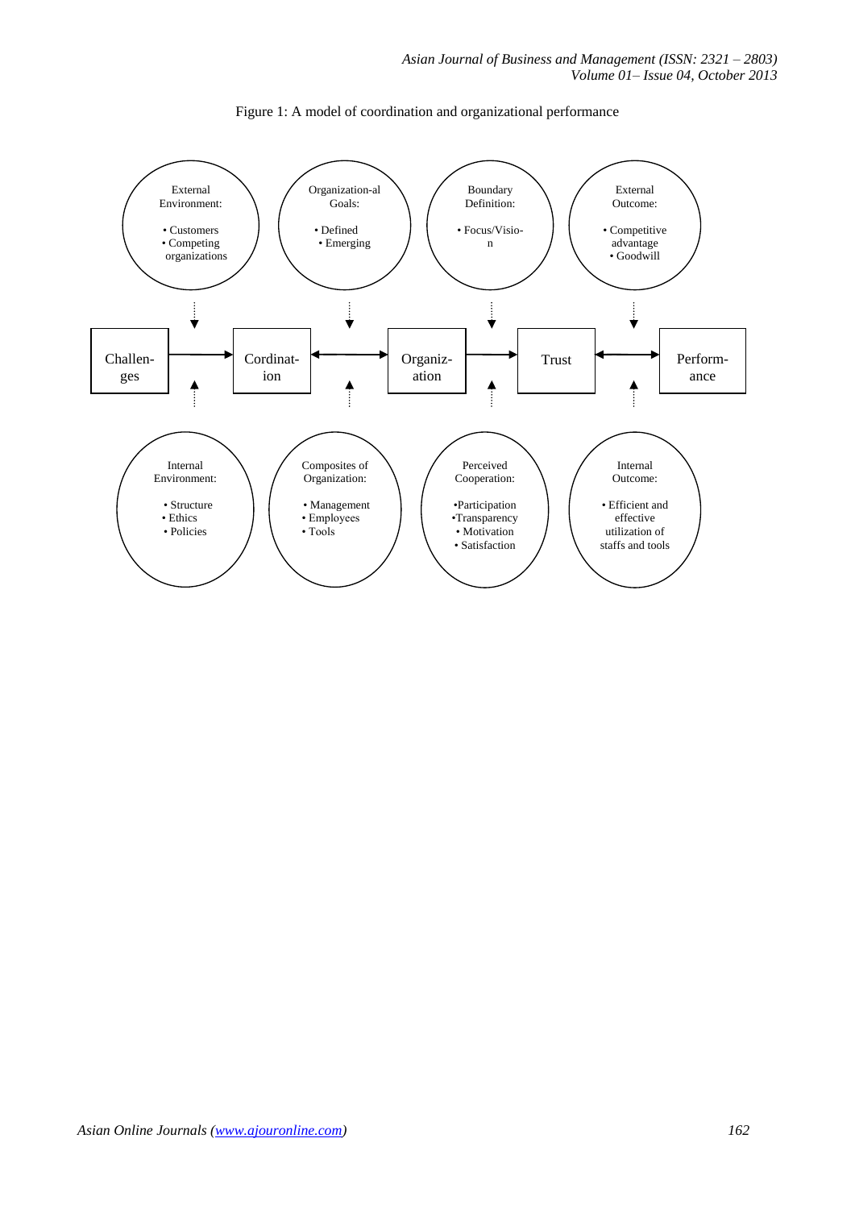Figure 1: A model of coordination and organizational performance

External Environment:
• Customers
• Competing organizations

Organization-al Goals:
• Defined
• Emerging

Boundary Definition:
• Focus/Visio-n

External Outcome:
• Competitive advantage
• Goodwill

Challen-ges

Cordinat-ion

Organiz-ation

Trust

Perform-ance

Internal Environment:
• Structure
• Ethics
• Policies

Composites of Organization:
• Management
• Employees
• Tools

Perceived Cooperation:
•Participation
•Transparency
• Motivation
• Satisfaction

Internal Outcome:
• Efficient and effective utilization of staffs and tools